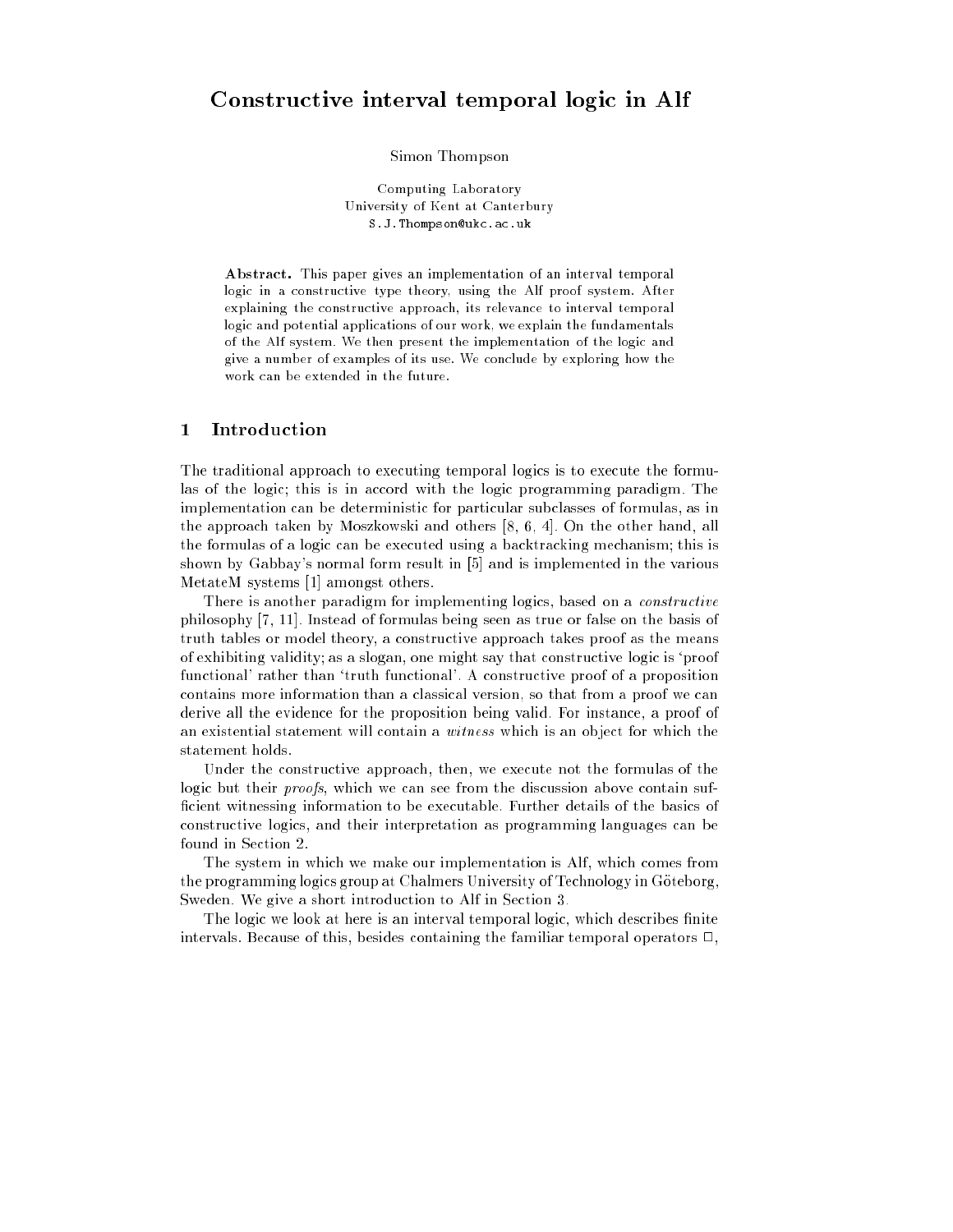# Constructive interval temporal logic in Alf

Simon Thompson

Computing Laboratory
University of Kent at Canterbury
S.J.Thompson@ukc.ac.uk

**Abstract.** This paper gives an implementation of an interval temporal logic in a constructive type theory, using the Alf proof system. After explaining the constructive approach, its relevance to interval temporal logic and potential applications of our work, we explain the fundamentals of the Alf system. We then present the implementation of the logic and give a number of examples of its use. We conclude by exploring how the work can be extended in the future.

## 1 Introduction

The traditional approach to executing temporal logics is to execute the formulas of the logic; this is in accord with the logic programming paradigm. The implementation can be deterministic for particular subclasses of formulas, as in the approach taken by Moszkowski and others [8, 6, 4]. On the other hand, all the formulas of a logic can be executed using a backtracking mechanism; this is shown by Gabbay's normal form result in [5] and is implemented in the various MetateM systems [1] amongst others.

There is another paradigm for implementing logics, based on a *constructive* philosophy [7, 11]. Instead of formulas being seen as true or false on the basis of truth tables or model theory, a constructive approach takes proof as the means of exhibiting validity; as a slogan, one might say that constructive logic is 'proof functional' rather than 'truth functional'. A constructive proof of a proposition contains more information than a classical version, so that from a proof we can derive all the evidence for the proposition being valid. For instance, a proof of an existential statement will contain a *witness* which is an object for which the statement holds.

Under the constructive approach, then, we execute not the formulas of the logic but their *proofs*, which we can see from the discussion above contain sufficient witnessing information to be executable. Further details of the basics of constructive logics, and their interpretation as programming languages can be found in Section 2.

The system in which we make our implementation is Alf, which comes from the programming logics group at Chalmers University of Technology in Göteborg, Sweden. We give a short introduction to Alf in Section 3.

The logic we look at here is an interval temporal logic, which describes finite intervals. Because of this, besides containing the familiar temporal operators $\Box$,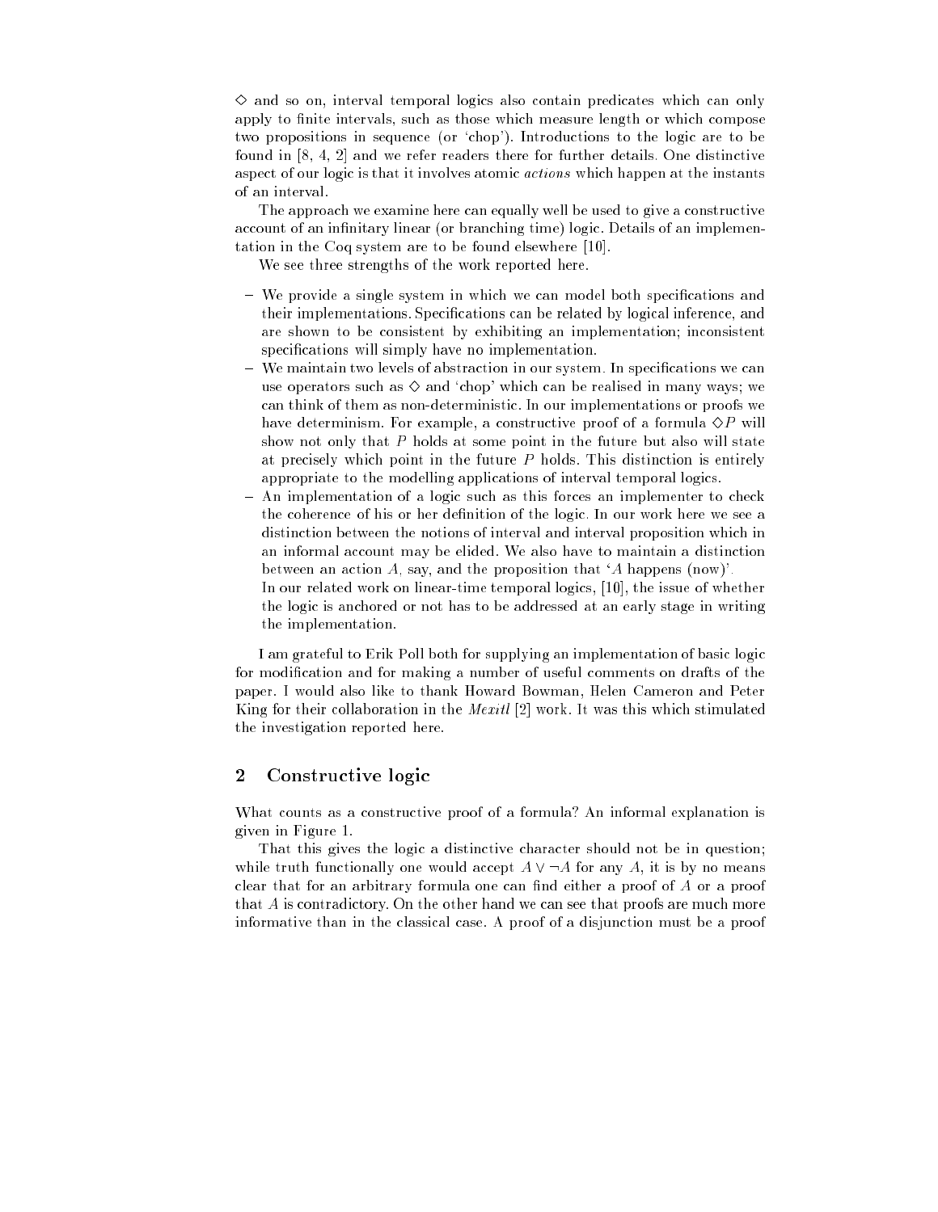$\Diamond$ and so on, interval temporal logics also contain predicates which can only apply to finite intervals, such as those which measure length or which compose two propositions in sequence (or 'chop'). Introductions to the logic are to be found in [8, 4, 2] and we refer readers there for further details. One distinctive aspect of our logic is that it involves atomic *actions* which happen at the instants of an interval.

The approach we examine here can equally well be used to give a constructive account of an infinitary linear (or branching time) logic. Details of an implementation in the Coq system are to be found elsewhere [10].

We see three strengths of the work reported here.

- We provide a single system in which we can model both specifications and their implementations. Specifications can be related by logical inference, and are shown to be consistent by exhibiting an implementation; inconsistent specifications will simply have no implementation.
- We maintain two levels of abstraction in our system. In specifications we can use operators such as $\Diamond$ and 'chop' which can be realised in many ways; we can think of them as non-deterministic. In our implementations or proofs we have determinism. For example, a constructive proof of a formula $\Diamond P$ will show not only that $P$ holds at some point in the future but also will state at precisely which point in the future $P$ holds. This distinction is entirely appropriate to the modelling applications of interval temporal logics.
- An implementation of a logic such as this forces an implementer to check the coherence of his or her definition of the logic. In our work here we see a distinction between the notions of interval and interval proposition which in an informal account may be elided. We also have to maintain a distinction between an action $A$, say, and the proposition that '$A$ happens (now)'.
  In our related work on linear-time temporal logics, [10], the issue of whether the logic is anchored or not has to be addressed at an early stage in writing the implementation.

I am grateful to Erik Poll both for supplying an implementation of basic logic for modification and for making a number of useful comments on drafts of the paper. I would also like to thank Howard Bowman, Helen Cameron and Peter King for their collaboration in the *Mexitl* [2] work. It was this which stimulated the investigation reported here.

## 2 Constructive logic

What counts as a constructive proof of a formula? An informal explanation is given in Figure 1.

That this gives the logic a distinctive character should not be in question; while truth functionally one would accept $A \vee \neg A$ for any $A$, it is by no means clear that for an arbitrary formula one can find either a proof of $A$ or a proof that $A$ is contradictory. On the other hand we can see that proofs are much more informative than in the classical case. A proof of a disjunction must be a proof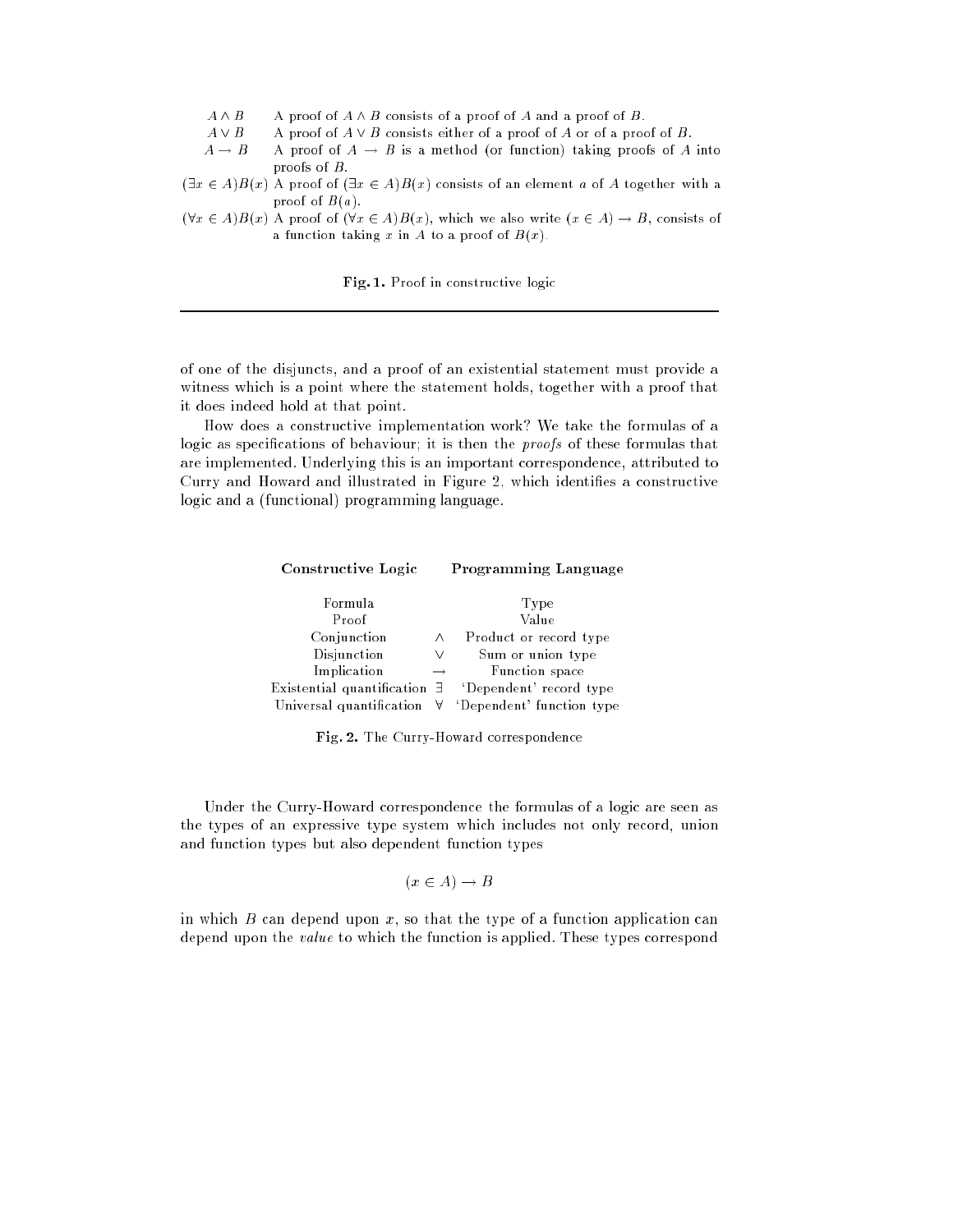| | |
|---|---|
| $A \wedge B$ | A proof of $A \wedge B$ consists of a proof of $A$ and a proof of $B$. |
| $A \vee B$ | A proof of $A \vee B$ consists either of a proof of $A$ or of a proof of $B$. |
| $A \rightarrow B$ | A proof of $A \rightarrow B$ is a method (or function) taking proofs of $A$ into proofs of $B$. |
| $(\exists x \in A)B(x)$ | A proof of $(\exists x \in A)B(x)$ consists of an element $a$ of $A$ together with a proof of $B(a)$. |
| $(\forall x \in A)B(x)$ | A proof of $(\forall x \in A)B(x)$, which we also write $(x \in A) \rightarrow B$, consists of a function taking $x$ in $A$ to a proof of $B(x)$. |

**Fig. 1.** Proof in constructive logic

---

of one of the disjuncts, and a proof of an existential statement must provide a witness which is a point where the statement holds, together with a proof that it does indeed hold at that point.

How does a constructive implementation work? We take the formulas of a logic as specifications of behaviour; it is then the *proofs* of these formulas that are implemented. Underlying this is an important correspondence, attributed to Curry and Howard and illustrated in Figure 2, which identifies a constructive logic and a (functional) programming language.

| **Constructive Logic** | | **Programming Language** |
|---|---|---|
| Formula | | Type |
| Proof | | Value |
| Conjunction | $\wedge$ | Product or record type |
| Disjunction | $\vee$ | Sum or union type |
| Implication | $\rightarrow$ | Function space |
| Existential quantification | $\exists$ | 'Dependent' record type |
| Universal quantification | $\forall$ | 'Dependent' function type |

**Fig. 2.** The Curry-Howard correspondence

Under the Curry-Howard correspondence the formulas of a logic are seen as the types of an expressive type system which includes not only record, union and function types but also dependent function types

$$(x \in A) \rightarrow B$$

in which $B$ can depend upon $x$, so that the type of a function application can depend upon the *value* to which the function is applied. These types correspond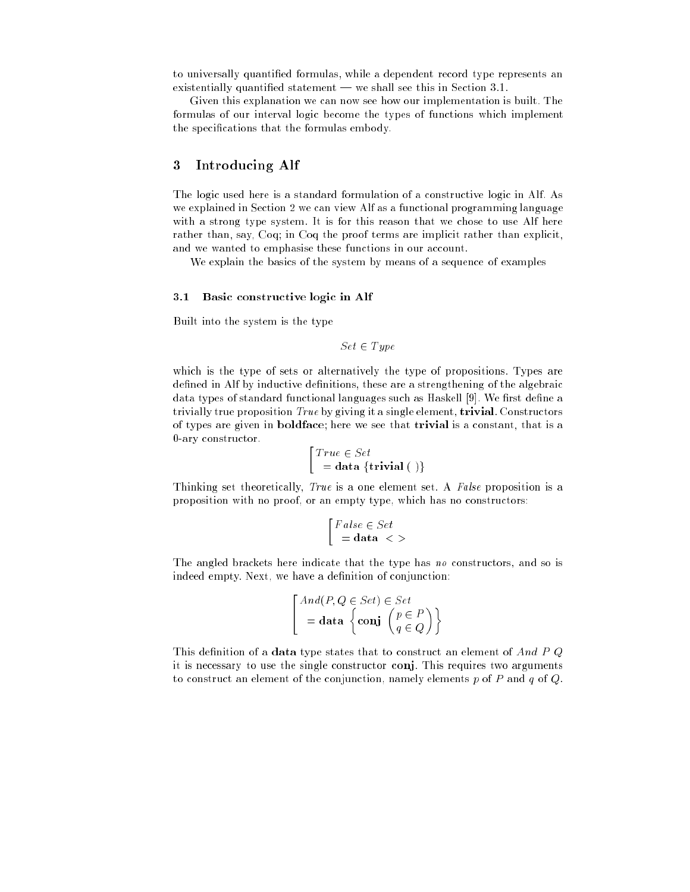to universally quantified formulas, while a dependent record type represents an existentially quantified statement — we shall see this in Section 3.1.

Given this explanation we can now see how our implementation is built. The formulas of our interval logic become the types of functions which implement the specifications that the formulas embody.

## 3 Introducing Alf

The logic used here is a standard formulation of a constructive logic in Alf. As we explained in Section 2 we can view Alf as a functional programming language with a strong type system. It is for this reason that we chose to use Alf here rather than, say, Coq; in Coq the proof terms are implicit rather than explicit, and we wanted to emphasise these functions in our account.

We explain the basics of the system by means of a sequence of examples

### 3.1 Basic constructive logic in Alf

Built into the system is the type

$$Set \in Type$$

which is the type of sets or alternatively the type of propositions. Types are defined in Alf by inductive definitions, these are a strengthening of the algebraic data types of standard functional languages such as Haskell [9]. We first define a trivially true proposition *True* by giving it a single element, **trivial**. Constructors of types are given in **boldface**; here we see that **trivial** is a constant, that is a 0-ary constructor.

$$\left[\begin{array}{l} True \in Set \\ \;\; = \mathbf{data}\ \{\mathbf{trivial}\ (\ )\} \end{array}\right.$$

Thinking set theoretically, *True* is a one element set. A *False* proposition is a proposition with no proof, or an empty type, which has no constructors:

$$\left[\begin{array}{l} False \in Set \\ \;\; = \mathbf{data}\ < > \end{array}\right.$$

The angled brackets here indicate that the type has *no* constructors, and so is indeed empty. Next, we have a definition of conjunction:

$$\left[\begin{array}{l} And(P, Q \in Set) \in Set \\ \;\; = \mathbf{data}\ \left\{ \mathbf{conj}\ \begin{pmatrix} p \in P \\ q \in Q \end{pmatrix} \right\} \end{array}\right.$$

This definition of a **data** type states that to construct an element of *And P Q* it is necessary to use the single constructor **conj**. This requires two arguments to construct an element of the conjunction, namely elements $p$ of $P$ and $q$ of $Q$.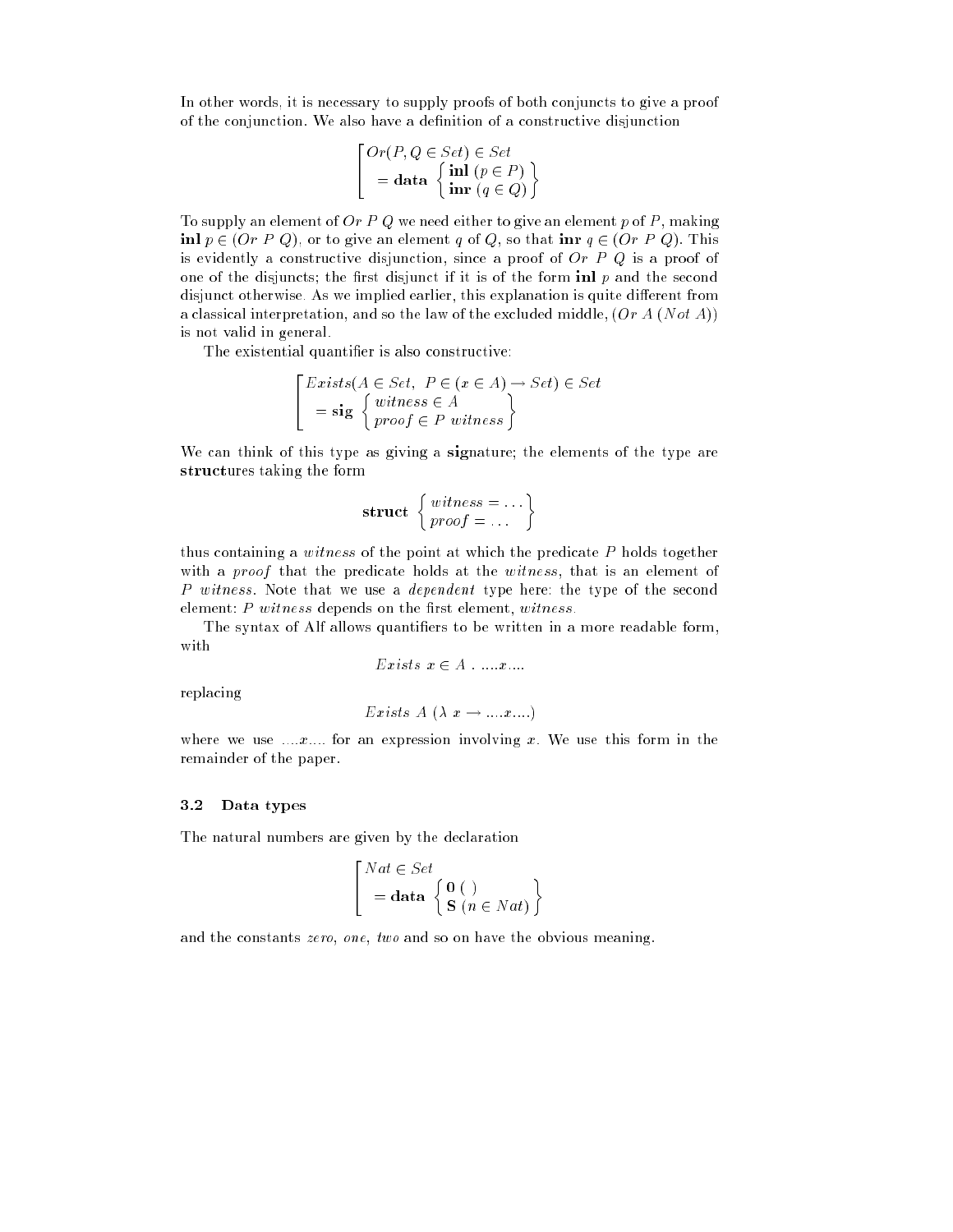In other words, it is necessary to supply proofs of both conjuncts to give a proof of the conjunction. We also have a definition of a constructive disjunction

$$\left[\begin{array}{l} Or(P, Q \in Set) \in Set \\ \quad = \textbf{data} \left\{ \begin{array}{l} \textbf{inl}\ (p \in P) \\ \textbf{inr}\ (q \in Q) \end{array} \right\} \end{array}\right.$$

To supply an element of $Or\ P\ Q$ we need either to give an element $p$ of $P$, making $\textbf{inl}\ p \in (Or\ P\ Q)$, or to give an element $q$ of $Q$, so that $\textbf{inr}\ q \in (Or\ P\ Q)$. This is evidently a constructive disjunction, since a proof of $Or\ P\ Q$ is a proof of one of the disjuncts; the first disjunct if it is of the form $\textbf{inl}\ p$ and the second disjunct otherwise. As we implied earlier, this explanation is quite different from a classical interpretation, and so the law of the excluded middle, $(Or\ A\ (Not\ A))$ is not valid in general.

The existential quantifier is also constructive:

$$\left[\begin{array}{l} Exists(A \in Set,\ P \in (x \in A) \rightarrow Set) \in Set \\ \quad = \textbf{sig} \left\{ \begin{array}{l} witness \in A \\ proof \in P\ witness \end{array} \right\} \end{array}\right.$$

We can think of this type as giving a **sig**nature; the elements of the type are **struct**ures taking the form

$$\textbf{struct} \left\{ \begin{array}{l} witness = \ldots \\ proof = \ldots \end{array} \right\}$$

thus containing a *witness* of the point at which the predicate $P$ holds together with a *proof* that the predicate holds at the *witness*, that is an element of $P\ witness$. Note that we use a *dependent* type here: the type of the second element: $P\ witness$ depends on the first element, *witness*.

The syntax of Alf allows quantifiers to be written in a more readable form, with

$$Exists\ x \in A\ .\ \ldots.x\ldots.$$

replacing

$$Exists\ A\ (\lambda\ x \rightarrow \ldots.x\ldots.)$$

where we use $\ldots.x\ldots.$ for an expression involving $x$. We use this form in the remainder of the paper.

### 3.2 Data types

The natural numbers are given by the declaration

$$\left[\begin{array}{l} Nat \in Set \\ \quad = \textbf{data} \left\{ \begin{array}{l} \textbf{0}\ (\ ) \\ \textbf{S}\ (n \in Nat) \end{array} \right\} \end{array}\right.$$

and the constants *zero*, *one*, *two* and so on have the obvious meaning.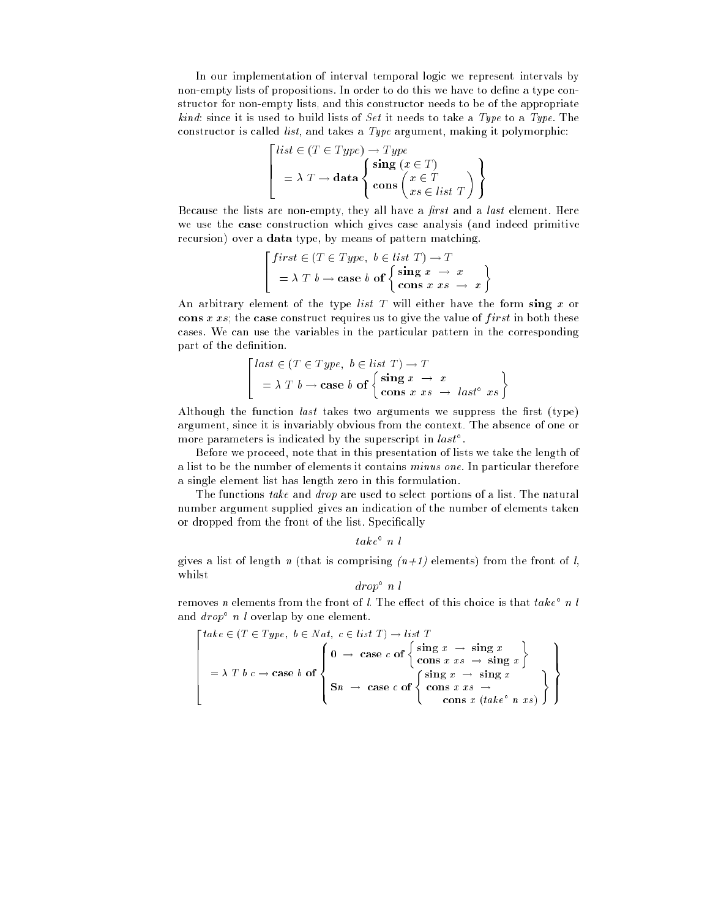In our implementation of interval temporal logic we represent intervals by non-empty lists of propositions. In order to do this we have to define a type constructor for non-empty lists, and this constructor needs to be of the appropriate *kind*: since it is used to build lists of *Set* it needs to take a *Type* to a *Type*. The constructor is called *list*, and takes a *Type* argument, making it polymorphic:

$$
\left[\begin{array}{l}
list \in (T \in Type) \rightarrow Type \\
\quad = \lambda\ T \rightarrow \mathbf{data} \left\{ \begin{array}{l} \mathbf{sing}\ (x \in T) \\ \mathbf{cons} \begin{pmatrix} x \in T \\ xs \in list\ T \end{pmatrix} \end{array} \right\}
\end{array}\right.
$$

Because the lists are non-empty, they all have a *first* and a *last* element. Here we use the **case** construction which gives case analysis (and indeed primitive recursion) over a **data** type, by means of pattern matching.

$$
\left[\begin{array}{l}
first \in (T \in Type,\ b \in list\ T) \rightarrow T \\
\quad = \lambda\ T\ b \rightarrow \mathbf{case}\ b\ \mathbf{of} \left\{ \begin{array}{lcl} \mathbf{sing}\ x & \rightarrow & x \\ \mathbf{cons}\ x\ xs & \rightarrow & x \end{array} \right\}
\end{array}\right.
$$

An arbitrary element of the type *list T* will either have the form **sing** *x* or **cons** *x xs*; the **case** construct requires us to give the value of *first* in both these cases. We can use the variables in the particular pattern in the corresponding part of the definition.

$$
\left[\begin{array}{l}
last \in (T \in Type,\ b \in list\ T) \rightarrow T \\
\quad = \lambda\ T\ b \rightarrow \mathbf{case}\ b\ \mathbf{of} \left\{ \begin{array}{lcl} \mathbf{sing}\ x & \rightarrow & x \\ \mathbf{cons}\ x\ xs & \rightarrow & last^{\circ}\ xs \end{array} \right\}
\end{array}\right.
$$

Although the function *last* takes two arguments we suppress the first (type) argument, since it is invariably obvious from the context. The absence of one or more parameters is indicated by the superscript in $last^{\circ}$.

Before we proceed, note that in this presentation of lists we take the length of a list to be the number of elements it contains *minus one*. In particular therefore a single element list has length zero in this formulation.

The functions *take* and *drop* are used to select portions of a list. The natural number argument supplied gives an indication of the number of elements taken or dropped from the front of the list. Specifically

$$take^{\circ}\ n\ l$$

gives a list of length *n* (that is comprising *(n+1)* elements) from the front of *l*, whilst

$$drop^{\circ}\ n\ l$$

removes *n* elements from the front of *l*. The effect of this choice is that $take^{\circ}\ n\ l$ and $drop^{\circ}\ n\ l$ overlap by one element.

$$
\left[\begin{array}{l}
take \in (T \in Type,\ b \in Nat,\ c \in list\ T) \rightarrow list\ T \\
\quad = \lambda\ T\ b\ c \rightarrow \mathbf{case}\ b\ \mathbf{of} \left\{ \begin{array}{l}
\mathbf{0}\ \rightarrow\ \mathbf{case}\ c\ \mathbf{of} \left\{ \begin{array}{lcl} \mathbf{sing}\ x & \rightarrow & \mathbf{sing}\ x \\ \mathbf{cons}\ x\ xs & \rightarrow & \mathbf{sing}\ x \end{array} \right\} \\
\mathbf{S}n\ \rightarrow\ \mathbf{case}\ c\ \mathbf{of} \left\{ \begin{array}{l} \mathbf{sing}\ x\ \rightarrow\ \mathbf{sing}\ x \\ \mathbf{cons}\ x\ xs\ \rightarrow \\ \qquad \mathbf{cons}\ x\ (take^{\circ}\ n\ xs) \end{array} \right\}
\end{array} \right\}
\end{array}\right.
$$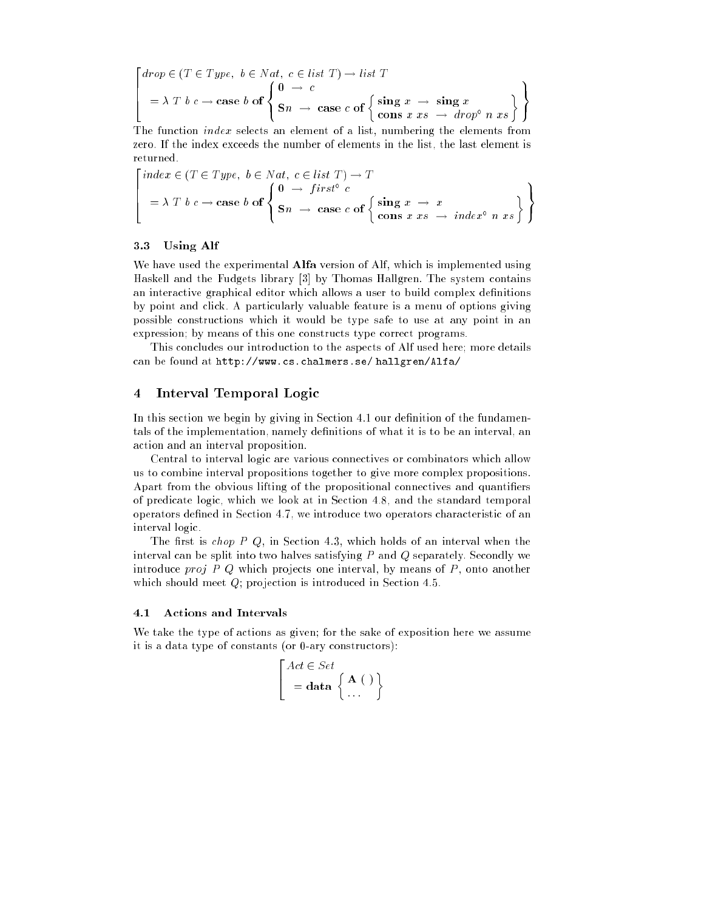$$
\left[\begin{array}{l}
drop \in (T \in Type,\ b \in Nat,\ c \in list\ T) \rightarrow list\ T \\
\quad = \lambda\ T\ b\ c \rightarrow \textbf{case}\ b\ \textbf{of} \left\{ \begin{array}{l} \mathbf{0}\ \rightarrow\ c \\ \mathbf{S}n\ \rightarrow\ \textbf{case}\ c\ \textbf{of} \left\{ \begin{array}{l} \textbf{sing}\ x\ \rightarrow\ \textbf{sing}\ x \\ \textbf{cons}\ x\ xs\ \rightarrow\ drop^{\circ}\ n\ xs \end{array} \right\} \end{array} \right\}
\end{array}\right.
$$

The function *index* selects an element of a list, numbering the elements from zero. If the index exceeds the number of elements in the list, the last element is returned.

$$
\left[\begin{array}{l}
index \in (T \in Type,\ b \in Nat,\ c \in list\ T) \rightarrow T \\
\quad = \lambda\ T\ b\ c \rightarrow \textbf{case}\ b\ \textbf{of} \left\{ \begin{array}{l} \mathbf{0}\ \rightarrow\ first^{\circ}\ c \\ \mathbf{S}n\ \rightarrow\ \textbf{case}\ c\ \textbf{of} \left\{ \begin{array}{l} \textbf{sing}\ x\ \rightarrow\ x \\ \textbf{cons}\ x\ xs\ \rightarrow\ index^{\circ}\ n\ xs \end{array} \right\} \end{array} \right\}
\end{array}\right.
$$

### 3.3 Using Alf

We have used the experimental **Alfa** version of Alf, which is implemented using Haskell and the Fudgets library [3] by Thomas Hallgren. The system contains an interactive graphical editor which allows a user to build complex definitions by point and click. A particularly valuable feature is a menu of options giving possible constructions which it would be type safe to use at any point in an expression; by means of this one constructs type correct programs.

This concludes our introduction to the aspects of Alf used here; more details can be found at `http://www.cs.chalmers.se/ hallgren/Alfa/`

## 4 Interval Temporal Logic

In this section we begin by giving in Section 4.1 our definition of the fundamentals of the implementation, namely definitions of what it is to be an interval, an action and an interval proposition.

Central to interval logic are various connectives or combinators which allow us to combine interval propositions together to give more complex propositions. Apart from the obvious lifting of the propositional connectives and quantifiers of predicate logic, which we look at in Section 4.8, and the standard temporal operators defined in Section 4.7, we introduce two operators characteristic of an interval logic.

The first is *chop* $P$ $Q$, in Section 4.3, which holds of an interval when the interval can be split into two halves satisfying $P$ and $Q$ separately. Secondly we introduce *proj* $P$ $Q$ which projects one interval, by means of $P$, onto another which should meet $Q$; projection is introduced in Section 4.5.

### 4.1 Actions and Intervals

We take the type of actions as given; for the sake of exposition here we assume it is a data type of constants (or 0-ary constructors):

$$
\left[\begin{array}{l}
Act \in Set \\
\quad = \textbf{data} \left\{ \begin{array}{l} \mathbf{A}\ (\ ) \\ \ldots \end{array} \right\}
\end{array}\right.
$$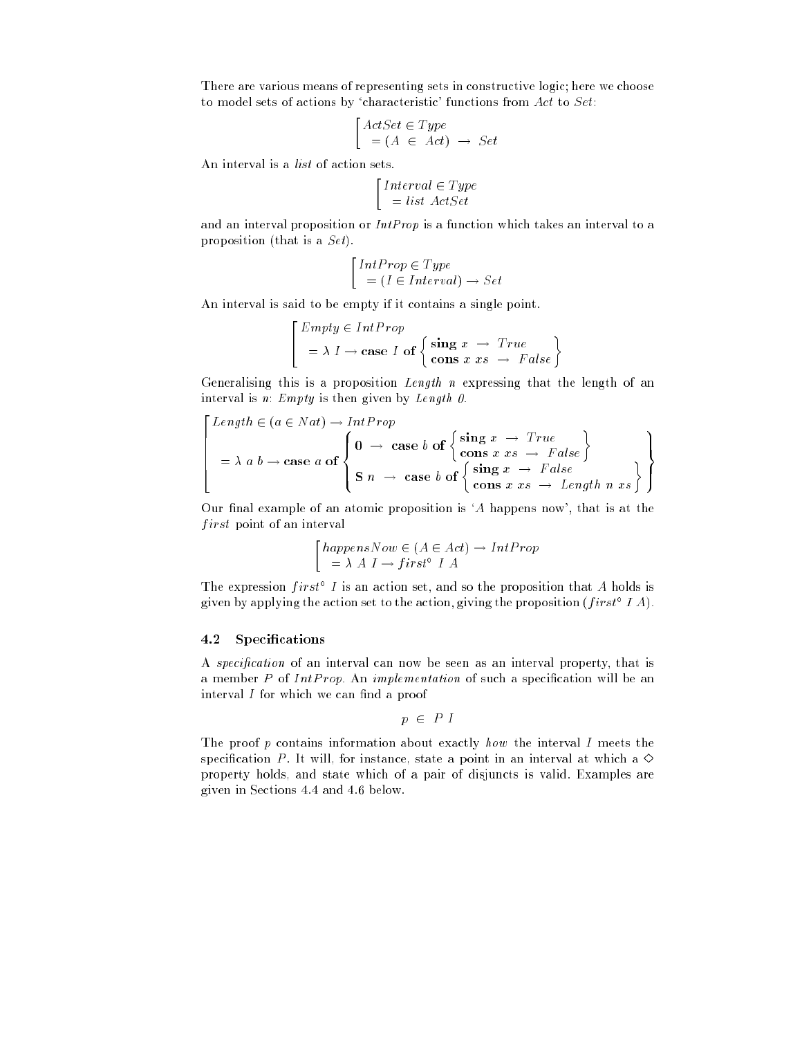There are various means of representing sets in constructive logic; here we choose to model sets of actions by 'characteristic' functions from *Act* to *Set*:

$$\left[\begin{array}{l} ActSet \in Type \\ \quad = (A \ \in \ Act) \ \rightarrow \ Set \end{array}\right.$$

An interval is a *list* of action sets.

$$\left[\begin{array}{l} Interval \in Type \\ \quad = list \ ActSet \end{array}\right.$$

and an interval proposition or *IntProp* is a function which takes an interval to a proposition (that is a *Set*).

$$\left[\begin{array}{l} IntProp \in Type \\ \quad = (I \in Interval) \rightarrow Set \end{array}\right.$$

An interval is said to be empty if it contains a single point.

$$\left[\begin{array}{l} Empty \in IntProp \\ \quad = \lambda \ I \rightarrow \textbf{case} \ I \ \textbf{of} \left\{ \begin{array}{l} \textbf{sing} \ x \ \rightarrow \ True \\ \textbf{cons} \ x \ xs \ \rightarrow \ False \end{array} \right\} \end{array}\right.$$

Generalising this is a proposition *Length n* expressing that the length of an interval is *n*: *Empty* is then given by *Length 0*.

$$\left[\begin{array}{l} Length \in (a \in Nat) \rightarrow IntProp \\ \quad = \lambda \ a \ b \rightarrow \textbf{case} \ a \ \textbf{of} \left\{ \begin{array}{l} \textbf{0} \ \rightarrow \ \textbf{case} \ b \ \textbf{of} \left\{ \begin{array}{l} \textbf{sing} \ x \ \rightarrow \ True \\ \textbf{cons} \ x \ xs \ \rightarrow \ False \end{array} \right\} \\ \textbf{S} \ n \ \rightarrow \ \textbf{case} \ b \ \textbf{of} \left\{ \begin{array}{l} \textbf{sing} \ x \ \rightarrow \ False \\ \textbf{cons} \ x \ xs \ \rightarrow \ Length \ n \ xs \end{array} \right\} \end{array} \right\} \end{array}\right.$$

Our final example of an atomic proposition is '*A* happens now', that is at the *first* point of an interval

$$\left[\begin{array}{l} happensNow \in (A \in Act) \rightarrow IntProp \\ \quad = \lambda \ A \ I \rightarrow first^{\circ} \ I \ A \end{array}\right.$$

The expression $first^{\circ} \ I$ is an action set, and so the proposition that *A* holds is given by applying the action set to the action, giving the proposition ($first^{\circ} \ I \ A$).

### 4.2 Specifications

A *specification* of an interval can now be seen as an interval property, that is a member *P* of *IntProp*. An *implementation* of such a specification will be an interval *I* for which we can find a proof

$$p \ \in \ P \ I$$

The proof *p* contains information about exactly *how* the interval *I* meets the specification *P*. It will, for instance, state a point in an interval at which a $\diamond$ property holds, and state which of a pair of disjuncts is valid. Examples are given in Sections 4.4 and 4.6 below.